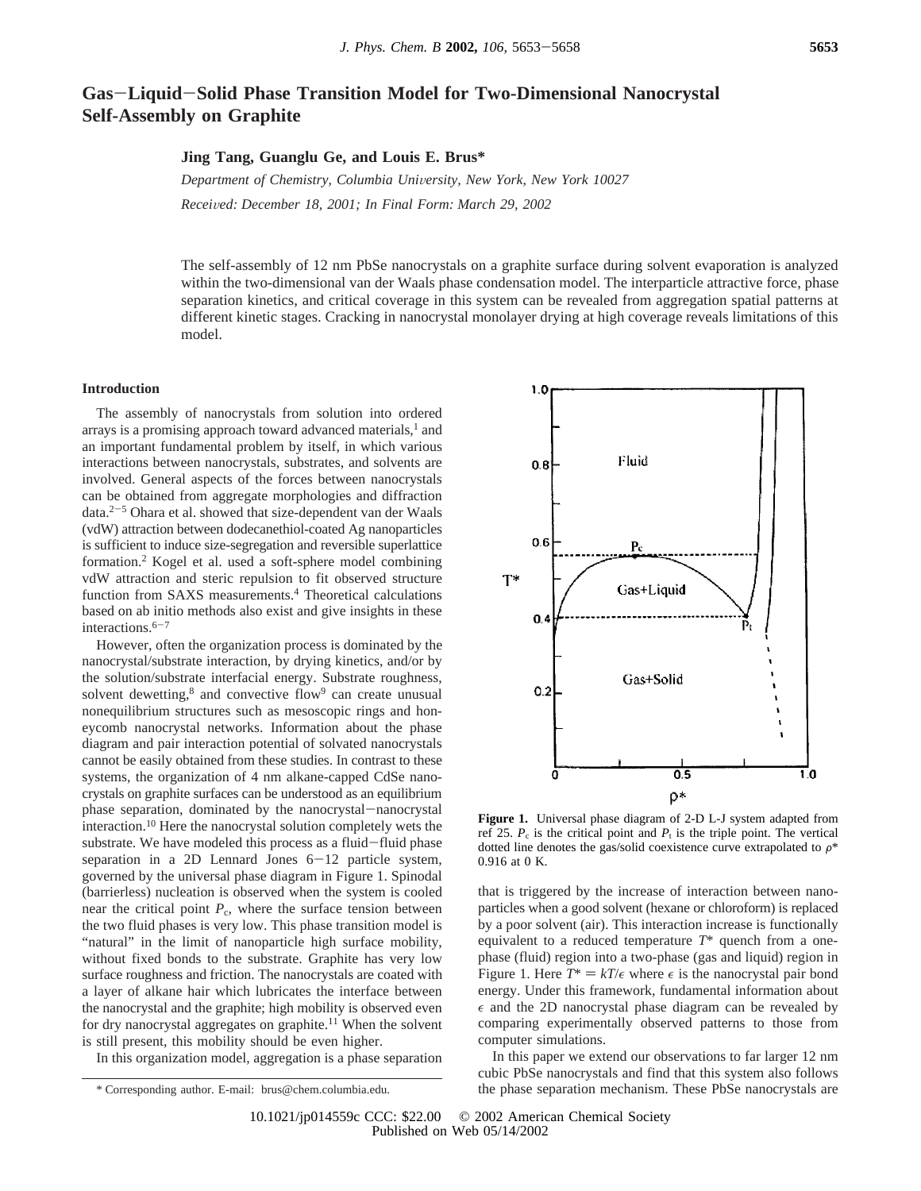# Gas–Liquid–Solid Phase Transition Model for Two-Dimensional Nanocrystal Self-Assembly on Graphite

**Jing Tang, Guanglu Ge, and Louis E. Brus***

*Department of Chemistry, Columbia University, New York, New York 10027*

*Received: December 18, 2001; In Final Form: March 29, 2002*

The self-assembly of 12 nm PbSe nanocrystals on a graphite surface during solvent evaporation is analyzed within the two-dimensional van der Waals phase condensation model. The interparticle attractive force, phase separation kinetics, and critical coverage in this system can be revealed from aggregation spatial patterns at different kinetic stages. Cracking in nanocrystal monolayer drying at high coverage reveals limitations of this model.

## Introduction

The assembly of nanocrystals from solution into ordered arrays is a promising approach toward advanced materials,[1] and an important fundamental problem by itself, in which various interactions between nanocrystals, substrates, and solvents are involved. General aspects of the forces between nanocrystals can be obtained from aggregate morphologies and diffraction data.[2–5] Ohara et al. showed that size-dependent van der Waals (vdW) attraction between dodecanethiol-coated Ag nanoparticles is sufficient to induce size-segregation and reversible superlattice formation.[2] Kogel et al. used a soft-sphere model combining vdW attraction and steric repulsion to fit observed structure function from SAXS measurements.[4] Theoretical calculations based on ab initio methods also exist and give insights in these interactions.[6–7]

However, often the organization process is dominated by the nanocrystal/substrate interaction, by drying kinetics, and/or by the solution/substrate interfacial energy. Substrate roughness, solvent dewetting,[8] and convective flow[9] can create unusual nonequilibrium structures such as mesoscopic rings and honeycomb nanocrystal networks. Information about the phase diagram and pair interaction potential of solvated nanocrystals cannot be easily obtained from these studies. In contrast to these systems, the organization of 4 nm alkane-capped CdSe nanocrystals on graphite surfaces can be understood as an equilibrium phase separation, dominated by the nanocrystal–nanocrystal interaction.[10] Here the nanocrystal solution completely wets the substrate. We have modeled this process as a fluid–fluid phase separation in a 2D Lennard Jones 6–12 particle system, governed by the universal phase diagram in Figure 1. Spinodal (barrierless) nucleation is observed when the system is cooled near the critical point $P_c$, where the surface tension between the two fluid phases is very low. This phase transition model is "natural" in the limit of nanoparticle high surface mobility, without fixed bonds to the substrate. Graphite has very low surface roughness and friction. The nanocrystals are coated with a layer of alkane hair which lubricates the interface between the nanocrystal and the graphite; high mobility is observed even for dry nanocrystal aggregates on graphite.[11] When the solvent is still present, this mobility should be even higher.

In this organization model, aggregation is a phase separation that is triggered by the increase of interaction between nanoparticles when a good solvent (hexane or chloroform) is replaced by a poor solvent (air). This interaction increase is functionally equivalent to a reduced temperature $T^*$ quench from a one-phase (fluid) region into a two-phase (gas and liquid) region in Figure 1. Here $T^* = kT/\epsilon$ where $\epsilon$ is the nanocrystal pair bond energy. Under this framework, fundamental information about $\epsilon$ and the 2D nanocrystal phase diagram can be revealed by comparing experimentally observed patterns to those from computer simulations.

**Figure 1.** Universal phase diagram of 2-D L-J system adapted from ref 25. $P_c$ is the critical point and $P_t$ is the triple point. The vertical dotted line denotes the gas/solid coexistence curve extrapolated to $\rho^*$ 0.916 at 0 K.

In this paper we extend our observations to far larger 12 nm cubic PbSe nanocrystals and find that this system also follows the phase separation mechanism. These PbSe nanocrystals are

\* Corresponding author. E-mail: brus@chem.columbia.edu.

10.1021/jp014559c CCC: $22.00 © 2002 American Chemical Society
Published on Web 05/14/2002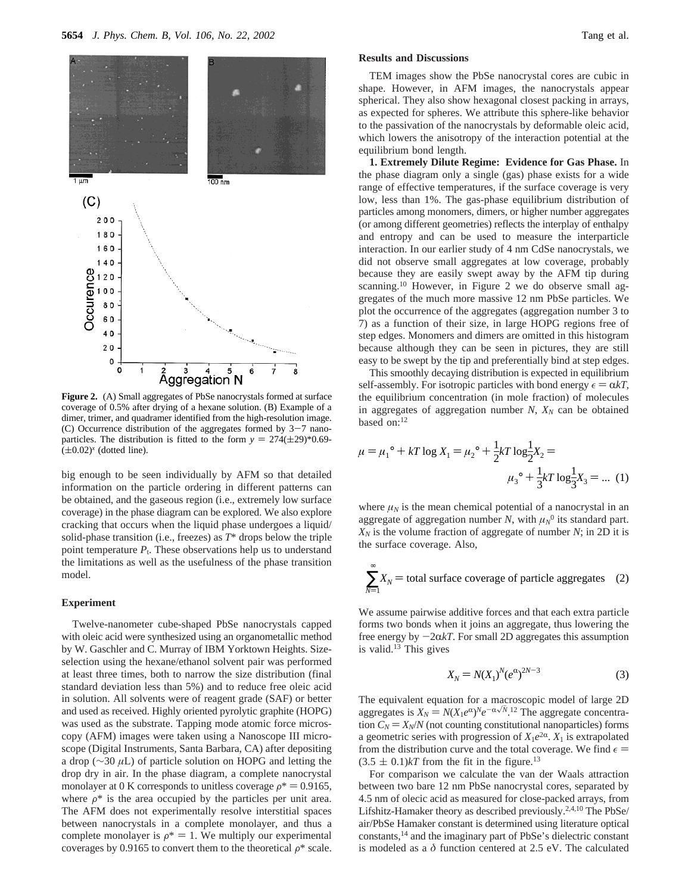Figure 2. (A) Small aggregates of PbSe nanocrystals formed at surface coverage of 0.5% after drying of a hexane solution. (B) Example of a dimer, trimer, and quadramer identified from the high-resolution image. (C) Occurrence distribution of the aggregates formed by 3−7 nanoparticles. The distribution is fitted to the form $y = 274(\pm 29)*0.69(\pm 0.02)^x$ (dotted line).

big enough to be seen individually by AFM so that detailed information on the particle ordering in different patterns can be obtained, and the gaseous region (i.e., extremely low surface coverage) in the phase diagram can be explored. We also explore cracking that occurs when the liquid phase undergoes a liquid/solid-phase transition (i.e., freezes) as $T^*$ drops below the triple point temperature $P_t$. These observations help us to understand the limitations as well as the usefulness of the phase transition model.

## Experiment

Twelve-nanometer cube-shaped PbSe nanocrystals capped with oleic acid were synthesized using an organometallic method by W. Gaschler and C. Murray of IBM Yorktown Heights. Size-selection using the hexane/ethanol solvent pair was performed at least three times, both to narrow the size distribution (final standard deviation less than 5%) and to reduce free oleic acid in solution. All solvents were of reagent grade (SAF) or better and used as received. Highly oriented pyrolytic graphite (HOPG) was used as the substrate. Tapping mode atomic force microscopy (AFM) images were taken using a Nanoscope III microscope (Digital Instruments, Santa Barbara, CA) after depositing a drop (~30 $\mu$L) of particle solution on HOPG and letting the drop dry in air. In the phase diagram, a complete nanocrystal monolayer at 0 K corresponds to unitless coverage $\rho^* = 0.9165$, where $\rho^*$ is the area occupied by the particles per unit area. The AFM does not experimentally resolve interstitial spaces between nanocrystals in a complete monolayer, and thus a complete monolayer is $\rho^* = 1$. We multiply our experimental coverages by 0.9165 to convert them to the theoretical $\rho^*$ scale.

## Results and Discussions

TEM images show the PbSe nanocrystal cores are cubic in shape. However, in AFM images, the nanocrystals appear spherical. They also show hexagonal closest packing in arrays, as expected for spheres. We attribute this sphere-like behavior to the passivation of the nanocrystals by deformable oleic acid, which lowers the anisotropy of the interaction potential at the equilibrium bond length.

**1. Extremely Dilute Regime: Evidence for Gas Phase.** In the phase diagram only a single (gas) phase exists for a wide range of effective temperatures, if the surface coverage is very low, less than 1%. The gas-phase equilibrium distribution of particles among monomers, dimers, or higher number aggregates (or among different geometries) reflects the interplay of enthalpy and entropy and can be used to measure the interparticle interaction. In our earlier study of 4 nm CdSe nanocrystals, we did not observe small aggregates at low coverage, probably because they are easily swept away by the AFM tip during scanning.[10] However, in Figure 2 we do observe small aggregates of the much more massive 12 nm PbSe particles. We plot the occurrence of the aggregates (aggregation number 3 to 7) as a function of their size, in large HOPG regions free of step edges. Monomers and dimers are omitted in this histogram because although they can be seen in pictures, they are still easy to be swept by the tip and preferentially bind at step edges.

This smoothly decaying distribution is expected in equilibrium self-assembly. For isotropic particles with bond energy $\epsilon = \alpha kT$, the equilibrium concentration (in mole fraction) of molecules in aggregates of aggregation number $N$, $X_N$ can be obtained based on:[12]

$$\mu = \mu_1{}^{\circ} + kT \log X_1 = \mu_2{}^{\circ} + \frac{1}{2}kT \log\frac{1}{2}X_2 = \mu_3{}^{\circ} + \frac{1}{3}kT \log\frac{1}{3}X_3 = ... \quad (1)$$

where $\mu_N$ is the mean chemical potential of a nanocrystal in an aggregate of aggregation number $N$, with $\mu_N{}^0$ its standard part. $X_N$ is the volume fraction of aggregate of number $N$; in 2D it is the surface coverage. Also,

$$\sum_{N=1}^{\infty} X_N = \text{total surface coverage of particle aggregates} \quad (2)$$

We assume pairwise additive forces and that each extra particle forms two bonds when it joins an aggregate, thus lowering the free energy by $-2\alpha kT$. For small 2D aggregates this assumption is valid.[13] This gives

$$X_N = N(X_1)^N(e^{\alpha})^{2N-3} \quad (3)$$

The equivalent equation for a macroscopic model of large 2D aggregates is $X_N = N(X_1e^{\alpha})^N e^{-\alpha\sqrt{N}}$.[12] The aggregate concentration $C_N = X_N/N$ (not counting constitutional nanoparticles) forms a geometric series with progression of $X_1e^{2\alpha}$. $X_1$ is extrapolated from the distribution curve and the total coverage. We find $\epsilon = (3.5 \pm 0.1)kT$ from the fit in the figure.[13]

For comparison we calculate the van der Waals attraction between two bare 12 nm PbSe nanocrystal cores, separated by 4.5 nm of olecic acid as measured for close-packed arrays, from Lifshitz-Hamaker theory as described previously.[2,4,10] The PbSe/air/PbSe Hamaker constant is determined using literature optical constants,[14] and the imaginary part of PbSe's dielectric constant is modeled as a $\delta$ function centered at 2.5 eV. The calculated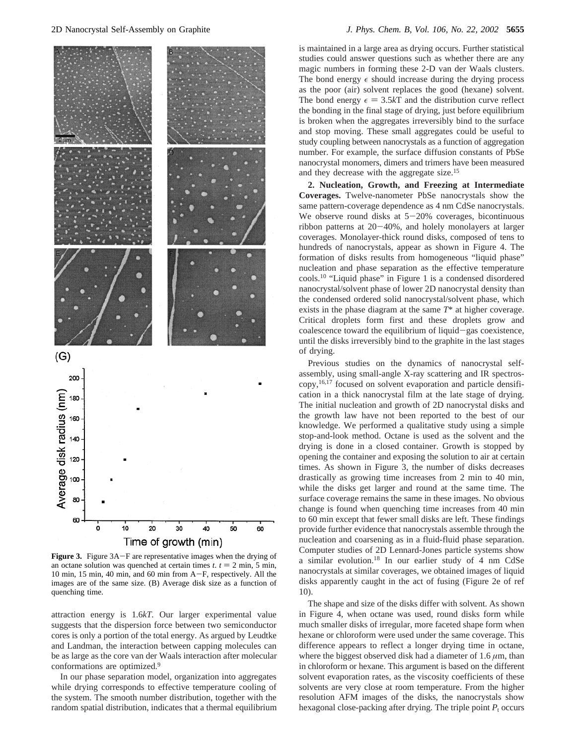**Figure 3.** Figure 3A–F are representative images when the drying of an octane solution was quenched at certain times $t$. $t = 2$ min, 5 min, 10 min, 15 min, 40 min, and 60 min from A–F, respectively. All the images are of the same size. (B) Average disk size as a function of quenching time.

attraction energy is 1.6$kT$. Our larger experimental value suggests that the dispersion force between two semiconductor cores is only a portion of the total energy. As argued by Leudtke and Landman, the interaction between capping molecules can be as large as the core van der Waals interaction after molecular conformations are optimized.[9]

In our phase separation model, organization into aggregates while drying corresponds to effective temperature cooling of the system. The smooth number distribution, together with the random spatial distribution, indicates that a thermal equilibrium is maintained in a large area as drying occurs. Further statistical studies could answer questions such as whether there are any magic numbers in forming these 2-D van der Waals clusters. The bond energy $\epsilon$ should increase during the drying process as the poor (air) solvent replaces the good (hexane) solvent. The bond energy $\epsilon = 3.5kT$ and the distribution curve reflect the bonding in the final stage of drying, just before equilibrium is broken when the aggregates irreversibly bind to the surface and stop moving. These small aggregates could be useful to study coupling between nanocrystals as a function of aggregation number. For example, the surface diffusion constants of PbSe nanocrystal monomers, dimers and trimers have been measured and they decrease with the aggregate size.[15]

**2. Nucleation, Growth, and Freezing at Intermediate Coverages.** Twelve-nanometer PbSe nanocrystals show the same pattern-coverage dependence as 4 nm CdSe nanocrystals. We observe round disks at 5–20% coverages, bicontinuous ribbon patterns at 20–40%, and holely monolayers at larger coverages. Monolayer-thick round disks, composed of tens to hundreds of nanocrystals, appear as shown in Figure 4. The formation of disks results from homogeneous "liquid phase" nucleation and phase separation as the effective temperature cools.[10] "Liquid phase" in Figure 1 is a condensed disordered nanocrystal/solvent phase of lower 2D nanocrystal density than the condensed ordered solid nanocrystal/solvent phase, which exists in the phase diagram at the same $T^*$ at higher coverage. Critical droplets form first and these droplets grow and coalescence toward the equilibrium of liquid–gas coexistence, until the disks irreversibly bind to the graphite in the last stages of drying.

Previous studies on the dynamics of nanocrystal self-assembly, using small-angle X-ray scattering and IR spectroscopy,[16,17] focused on solvent evaporation and particle densification in a thick nanocrystal film at the late stage of drying. The initial nucleation and growth of 2D nanocrystal disks and the growth law have not been reported to the best of our knowledge. We performed a qualitative study using a simple stop-and-look method. Octane is used as the solvent and the drying is done in a closed container. Growth is stopped by opening the container and exposing the solution to air at certain times. As shown in Figure 3, the number of disks decreases drastically as growing time increases from 2 min to 40 min, while the disks get larger and round at the same time. The surface coverage remains the same in these images. No obvious change is found when quenching time increases from 40 min to 60 min except that fewer small disks are left. These findings provide further evidence that nanocrystals assemble through the nucleation and coarsening as in a fluid-fluid phase separation. Computer studies of 2D Lennard-Jones particle systems show a similar evolution.[18] In our earlier study of 4 nm CdSe nanocrystals at similar coverages, we obtained images of liquid disks apparently caught in the act of fusing (Figure 2e of ref 10).

The shape and size of the disks differ with solvent. As shown in Figure 4, when octane was used, round disks form while much smaller disks of irregular, more faceted shape form when hexane or chloroform were used under the same coverage. This difference appears to reflect a longer drying time in octane, where the biggest observed disk had a diameter of 1.6 $\mu$m, than in chloroform or hexane. This argument is based on the different solvent evaporation rates, as the viscosity coefficients of these solvents are very close at room temperature. From the higher resolution AFM images of the disks, the nanocrystals show hexagonal close-packing after drying. The triple point $P_t$ occurs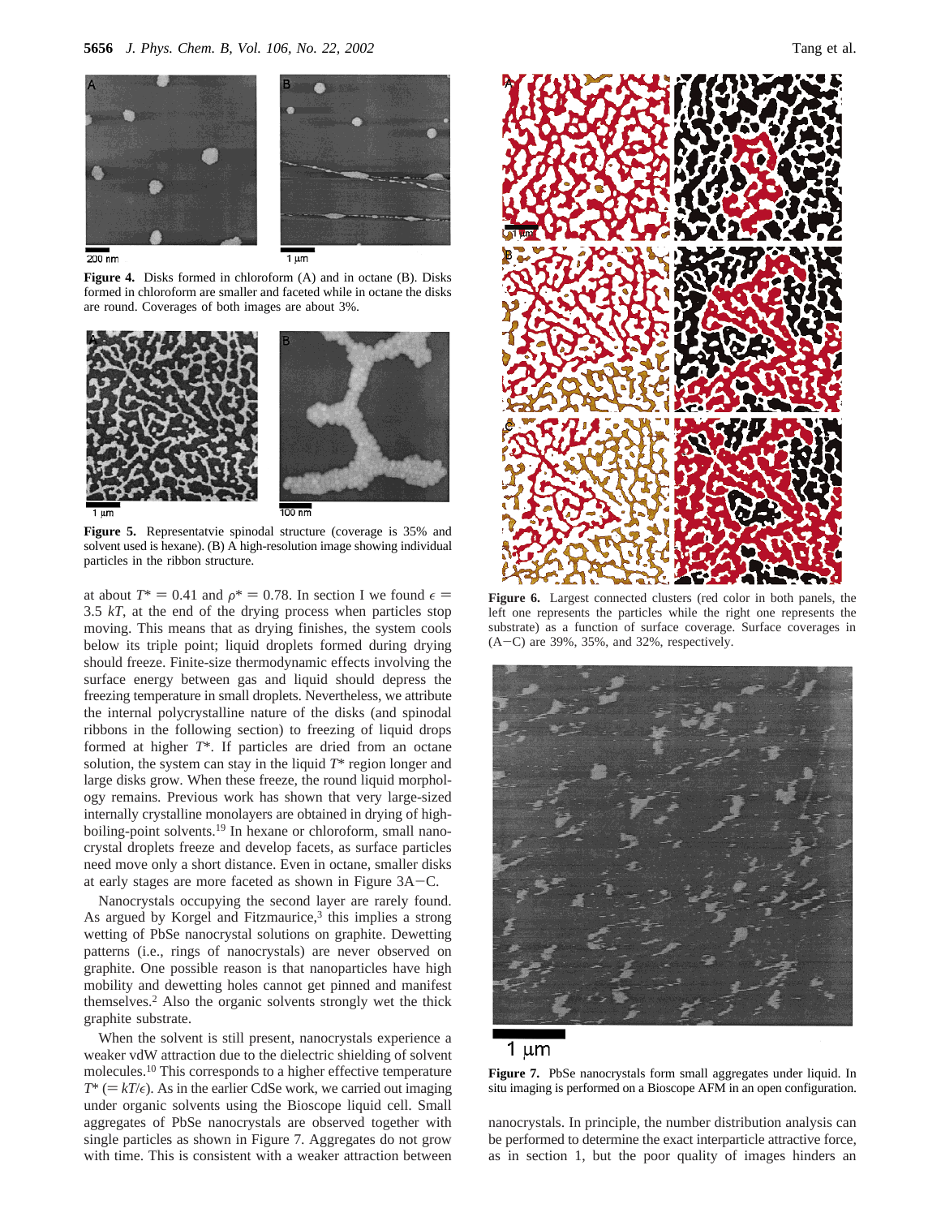**Figure 4.** Disks formed in chloroform (A) and in octane (B). Disks formed in chloroform are smaller and faceted while in octane the disks are round. Coverages of both images are about 3%.

**Figure 5.** Representatvie spinodal structure (coverage is 35% and solvent used is hexane). (B) A high-resolution image showing individual particles in the ribbon structure.

at about $T^* = 0.41$ and $\rho^* = 0.78$. In section I we found $\epsilon = 3.5\ kT$, at the end of the drying process when particles stop moving. This means that as drying finishes, the system cools below its triple point; liquid droplets formed during drying should freeze. Finite-size thermodynamic effects involving the surface energy between gas and liquid should depress the freezing temperature in small droplets. Nevertheless, we attribute the internal polycrystalline nature of the disks (and spinodal ribbons in the following section) to freezing of liquid drops formed at higher $T^*$. If particles are dried from an octane solution, the system can stay in the liquid $T^*$ region longer and large disks grow. When these freeze, the round liquid morphology remains. Previous work has shown that very large-sized internally crystalline monolayers are obtained in drying of high-boiling-point solvents.[19] In hexane or chloroform, small nanocrystal droplets freeze and develop facets, as surface particles need move only a short distance. Even in octane, smaller disks at early stages are more faceted as shown in Figure 3A−C.

Nanocrystals occupying the second layer are rarely found. As argued by Korgel and Fitzmaurice,[3] this implies a strong wetting of PbSe nanocrystal solutions on graphite. Dewetting patterns (i.e., rings of nanocrystals) are never observed on graphite. One possible reason is that nanoparticles have high mobility and dewetting holes cannot get pinned and manifest themselves.[2] Also the organic solvents strongly wet the thick graphite substrate.

When the solvent is still present, nanocrystals experience a weaker vdW attraction due to the dielectric shielding of solvent molecules.[10] This corresponds to a higher effective temperature $T^*$ ($= kT/\epsilon$). As in the earlier CdSe work, we carried out imaging under organic solvents using the Bioscope liquid cell. Small aggregates of PbSe nanocrystals are observed together with single particles as shown in Figure 7. Aggregates do not grow with time. This is consistent with a weaker attraction between nanocrystals. In principle, the number distribution analysis can be performed to determine the exact interparticle attractive force, as in section 1, but the poor quality of images hinders an

**Figure 6.** Largest connected clusters (red color in both panels, the left one represents the particles while the right one represents the substrate) as a function of surface coverage. Surface coverages in (A−C) are 39%, 35%, and 32%, respectively.

**Figure 7.** PbSe nanocrystals form small aggregates under liquid. In situ imaging is performed on a Bioscope AFM in an open configuration.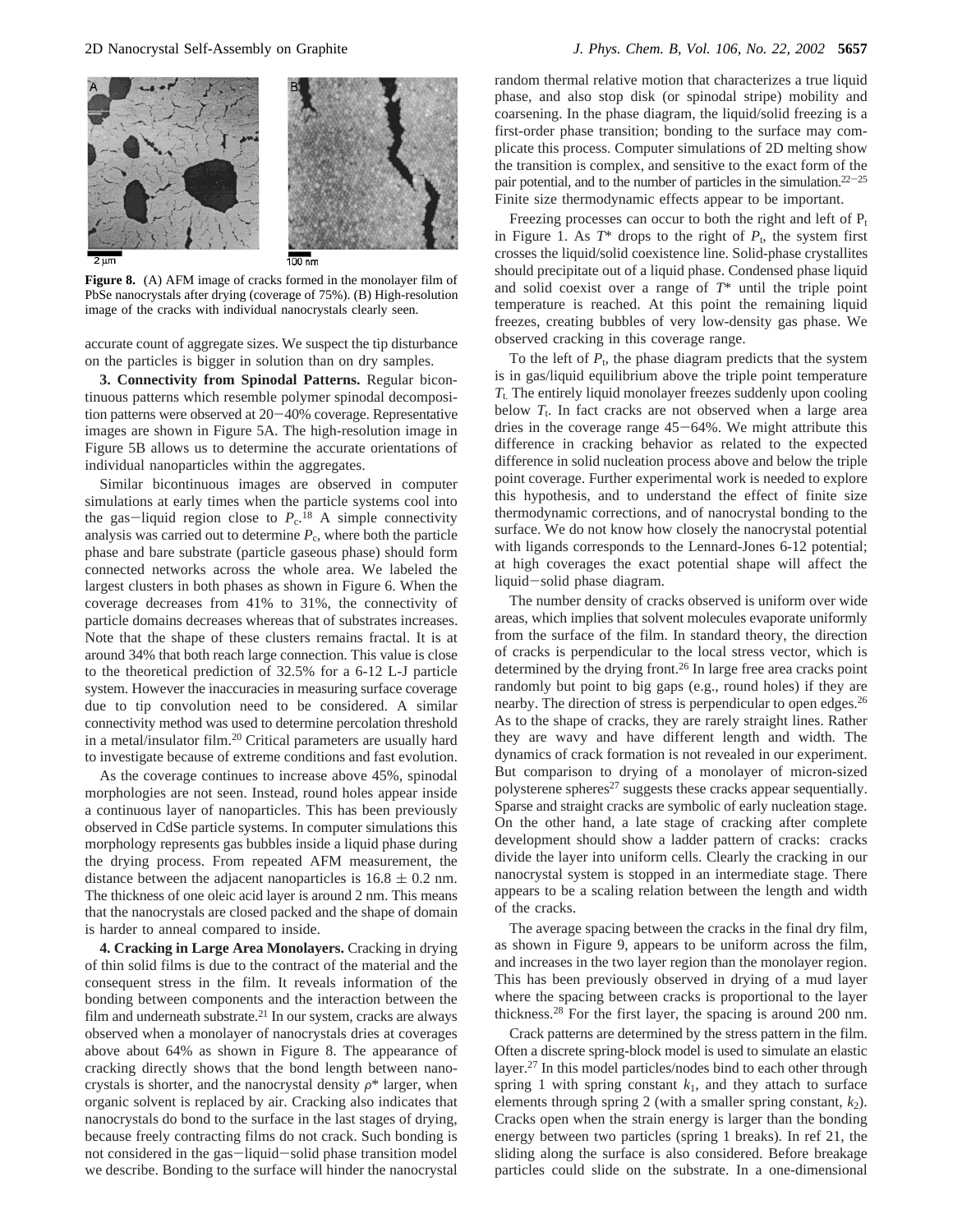**Figure 8.** (A) AFM image of cracks formed in the monolayer film of PbSe nanocrystals after drying (coverage of 75%). (B) High-resolution image of the cracks with individual nanocrystals clearly seen.

accurate count of aggregate sizes. We suspect the tip disturbance on the particles is bigger in solution than on dry samples.

**3. Connectivity from Spinodal Patterns.** Regular bicontinuous patterns which resemble polymer spinodal decomposition patterns were observed at 20−40% coverage. Representative images are shown in Figure 5A. The high-resolution image in Figure 5B allows us to determine the accurate orientations of individual nanoparticles within the aggregates.

Similar bicontinuous images are observed in computer simulations at early times when the particle systems cool into the gas−liquid region close to $P_c$.[18] A simple connectivity analysis was carried out to determine $P_c$, where both the particle phase and bare substrate (particle gaseous phase) should form connected networks across the whole area. We labeled the largest clusters in both phases as shown in Figure 6. When the coverage decreases from 41% to 31%, the connectivity of particle domains decreases whereas that of substrates increases. Note that the shape of these clusters remains fractal. It is at around 34% that both reach large connection. This value is close to the theoretical prediction of 32.5% for a 6-12 L-J particle system. However the inaccuracies in measuring surface coverage due to tip convolution need to be considered. A similar connectivity method was used to determine percolation threshold in a metal/insulator film.[20] Critical parameters are usually hard to investigate because of extreme conditions and fast evolution.

As the coverage continues to increase above 45%, spinodal morphologies are not seen. Instead, round holes appear inside a continuous layer of nanoparticles. This has been previously observed in CdSe particle systems. In computer simulations this morphology represents gas bubbles inside a liquid phase during the drying process. From repeated AFM measurement, the distance between the adjacent nanoparticles is $16.8 \pm 0.2$ nm. The thickness of one oleic acid layer is around 2 nm. This means that the nanocrystals are closed packed and the shape of domain is harder to anneal compared to inside.

**4. Cracking in Large Area Monolayers.** Cracking in drying of thin solid films is due to the contract of the material and the consequent stress in the film. It reveals information of the bonding between components and the interaction between the film and underneath substrate.[21] In our system, cracks are always observed when a monolayer of nanocrystals dries at coverages above about 64% as shown in Figure 8. The appearance of cracking directly shows that the bond length between nanocrystals is shorter, and the nanocrystal density $\rho^*$ larger, when organic solvent is replaced by air. Cracking also indicates that nanocrystals do bond to the surface in the last stages of drying, because freely contracting films do not crack. Such bonding is not considered in the gas−liquid−solid phase transition model we describe. Bonding to the surface will hinder the nanocrystal random thermal relative motion that characterizes a true liquid phase, and also stop disk (or spinodal stripe) mobility and coarsening. In the phase diagram, the liquid/solid freezing is a first-order phase transition; bonding to the surface may complicate this process. Computer simulations of 2D melting show the transition is complex, and sensitive to the exact form of the pair potential, and to the number of particles in the simulation.[22−25] Finite size thermodynamic effects appear to be important.

Freezing processes can occur to both the right and left of $P_t$ in Figure 1. As $T^*$ drops to the right of $P_t$, the system first crosses the liquid/solid coexistence line. Solid-phase crystallites should precipitate out of a liquid phase. Condensed phase liquid and solid coexist over a range of $T^*$ until the triple point temperature is reached. At this point the remaining liquid freezes, creating bubbles of very low-density gas phase. We observed cracking in this coverage range.

To the left of $P_t$, the phase diagram predicts that the system is in gas/liquid equilibrium above the triple point temperature $T_t$. The entirely liquid monolayer freezes suddenly upon cooling below $T_t$. In fact cracks are not observed when a large area dries in the coverage range 45−64%. We might attribute this difference in cracking behavior as related to the expected difference in solid nucleation process above and below the triple point coverage. Further experimental work is needed to explore this hypothesis, and to understand the effect of finite size thermodynamic corrections, and of nanocrystal bonding to the surface. We do not know how closely the nanocrystal potential with ligands corresponds to the Lennard-Jones 6-12 potential; at high coverages the exact potential shape will affect the liquid−solid phase diagram.

The number density of cracks observed is uniform over wide areas, which implies that solvent molecules evaporate uniformly from the surface of the film. In standard theory, the direction of cracks is perpendicular to the local stress vector, which is determined by the drying front.[26] In large free area cracks point randomly but point to big gaps (e.g., round holes) if they are nearby. The direction of stress is perpendicular to open edges.[26] As to the shape of cracks, they are rarely straight lines. Rather they are wavy and have different length and width. The dynamics of crack formation is not revealed in our experiment. But comparison to drying of a monolayer of micron-sized polystyrene spheres[27] suggests these cracks appear sequentially. Sparse and straight cracks are symbolic of early nucleation stage. On the other hand, a late stage of cracking after complete development should show a ladder pattern of cracks: cracks divide the layer into uniform cells. Clearly the cracking in our nanocrystal system is stopped in an intermediate stage. There appears to be a scaling relation between the length and width of the cracks.

The average spacing between the cracks in the final dry film, as shown in Figure 9, appears to be uniform across the film, and increases in the two layer region than the monolayer region. This has been previously observed in drying of a mud layer where the spacing between cracks is proportional to the layer thickness.[28] For the first layer, the spacing is around 200 nm.

Crack patterns are determined by the stress pattern in the film. Often a discrete spring-block model is used to simulate an elastic layer.[27] In this model particles/nodes bind to each other through spring 1 with spring constant $k_1$, and they attach to surface elements through spring 2 (with a smaller spring constant, $k_2$). Cracks open when the strain energy is larger than the bonding energy between two particles (spring 1 breaks). In ref 21, the sliding along the surface is also considered. Before breakage particles could slide on the substrate. In a one-dimensional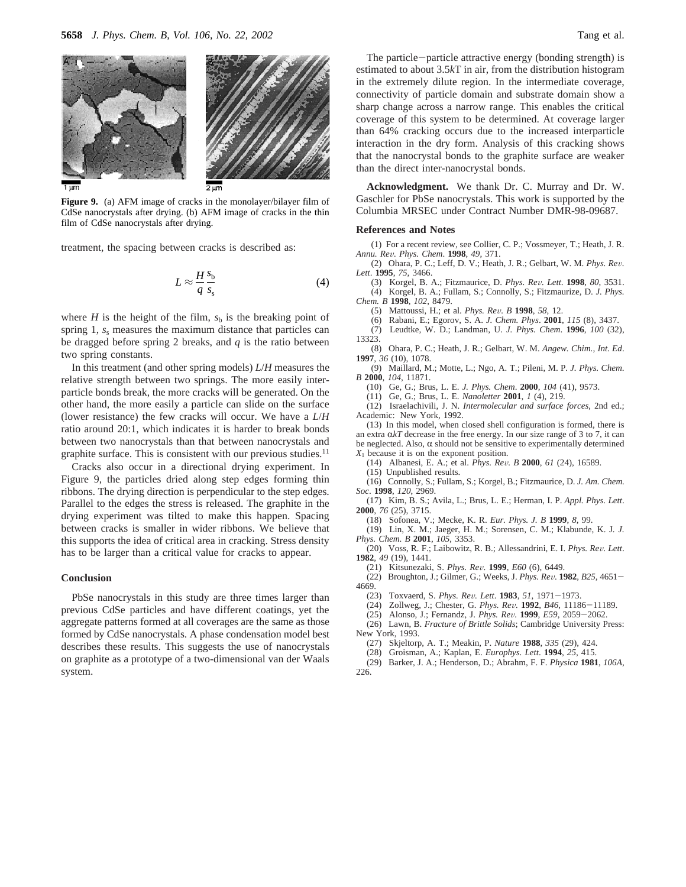**Figure 9.** (a) AFM image of cracks in the monolayer/bilayer film of CdSe nanocrystals after drying. (b) AFM image of cracks in the thin film of CdSe nanocrystals after drying.

treatment, the spacing between cracks is described as:

$$L \approx \frac{H}{q}\frac{s_b}{s_s} \tag{4}$$

where $H$ is the height of the film, $s_b$ is the breaking point of spring 1, $s_s$ measures the maximum distance that particles can be dragged before spring 2 breaks, and $q$ is the ratio between two spring constants.

In this treatment (and other spring models) $L/H$ measures the relative strength between two springs. The more easily interparticle bonds break, the more cracks will be generated. On the other hand, the more easily a particle can slide on the surface (lower resistance) the few cracks will occur. We have a $L/H$ ratio around 20:1, which indicates it is harder to break bonds between two nanocrystals than that between nanocrystals and graphite surface. This is consistent with our previous studies.[11]

Cracks also occur in a directional drying experiment. In Figure 9, the particles dried along step edges forming thin ribbons. The drying direction is perpendicular to the step edges. Parallel to the edges the stress is released. The graphite in the drying experiment was tilted to make this happen. Spacing between cracks is smaller in wider ribbons. We believe that this supports the idea of critical area in cracking. Stress density has to be larger than a critical value for cracks to appear.

## Conclusion

PbSe nanocrystals in this study are three times larger than previous CdSe particles and have different coatings, yet the aggregate patterns formed at all coverages are the same as those formed by CdSe nanocrystals. A phase condensation model best describes these results. This suggests the use of nanocrystals on graphite as a prototype of a two-dimensional van der Waals system.

The particle−particle attractive energy (bonding strength) is estimated to about 3.5$kT$ in air, from the distribution histogram in the extremely dilute region. In the intermediate coverage, connectivity of particle domain and substrate domain show a sharp change across a narrow range. This enables the critical coverage of this system to be determined. At coverage larger than 64% cracking occurs due to the increased interparticle interaction in the dry form. Analysis of this cracking shows that the nanocrystal bonds to the graphite surface are weaker than the direct inter-nanocrystal bonds.

**Acknowledgment.** We thank Dr. C. Murray and Dr. W. Gaschler for PbSe nanocrystals. This work is supported by the Columbia MRSEC under Contract Number DMR-98-09687.

## References and Notes

(1) For a recent review, see Collier, C. P.; Vossmeyer, T.; Heath, J. R. *Annu. Rev. Phys. Chem*. **1998**, *49*, 371.
(2) Ohara, P. C.; Leff, D. V.; Heath, J. R.; Gelbart, W. M. *Phys. Rev. Lett*. **1995**, *75*, 3466.
(3) Korgel, B. A.; Fitzmaurice, D. *Phys. Rev. Lett.* **1998**, *80*, 3531.
(4) Korgel, B. A.; Fullam, S.; Connolly, S.; Fitzmaurize, D. *J. Phys. Chem. B* **1998**, *102*, 8479.
(5) Mattoussi, H.; et al. *Phys. Rev. B* **1998**, *58*, 12.
(6) Rabani, E.; Egorov, S. A. *J. Chem. Phys*. **2001**, *115* (8), 3437.
(7) Leudtke, W. D.; Landman, U. *J. Phys. Chem*. **1996**, *100* (32), 13323.
(8) Ohara, P. C.; Heath, J. R.; Gelbart, W. M. *Angew. Chim., Int. Ed*. **1997**, *36* (10), 1078.
(9) Maillard, M.; Motte, L.; Ngo, A. T.; Pileni, M. P. *J. Phys. Chem. B* **2000**, *104*, 11871.
(10) Ge, G.; Brus, L. E. *J. Phys. Chem*. **2000**, *104* (41), 9573.
(11) Ge, G.; Brus, L. E. *Nanoletter* **2001**, *1* (4), 219.
(12) Israelachivili, J. N. *Intermolecular and surface forces*, 2nd ed.; Academic: New York, 1992.
(13) In this model, when closed shell configuration is formed, there is an extra $\alpha kT$ decrease in the free energy. In our size range of 3 to 7, it can be neglected. Also, $\alpha$ should not be sensitive to experimentally determined $X_1$ because it is on the exponent position.
(14) Albanesi, E. A.; et al. *Phys. Rev. B* **2000**, *61* (24), 16589.
(15) Unpublished results.
(16) Connolly, S.; Fullam, S.; Korgel, B.; Fitzmaurice, D. *J. Am. Chem. Soc*. **1998**, *120*, 2969.
(17) Kim, B. S.; Avila, L.; Brus, L. E.; Herman, I. P. *Appl. Phys. Lett*. **2000**, *76* (25), 3715.
(18) Sofonea, V.; Mecke, K. R. *Eur. Phys. J. B* **1999**, *8*, 99.
(19) Lin, X. M.; Jaeger, H. M.; Sorensen, C. M.; Klabunde, K. J. *J. Phys. Chem. B* **2001**, *105*, 3353.
(20) Voss, R. F.; Laibowitz, R. B.; Allessandrini, E. I. *Phys. Rev. Lett*. **1982**, *49* (19), 1441.
(21) Kitsunezaki, S. *Phys. Rev.* **1999**, *E60* (6), 6449.
(22) Broughton, J.; Gilmer, G.; Weeks, J. *Phys. Rev*. **1982**, *B25*, 4651−4669.
(23) Toxvaerd, S. *Phys. Rev. Lett*. **1983**, *51*, 1971−1973.
(24) Zollweg, J.; Chester, G. *Phys. Rev.* **1992**, *B46*, 11186−11189.
(25) Alonso, J.; Fernandz, J. *Phys. Rev.* **1999**, *E59*, 2059−2062.
(26) Lawn, B. *Fracture of Brittle Solids*; Cambridge University Press: New York, 1993.
(27) Skjeltorp, A. T.; Meakin, P. *Nature* **1988**, *335* (29), 424.
(28) Groisman, A.; Kaplan, E. *Europhys. Lett*. **1994**, *25*, 415.
(29) Barker, J. A.; Henderson, D.; Abrahm, F. F. *Physica* **1981**, *106A*, 226.